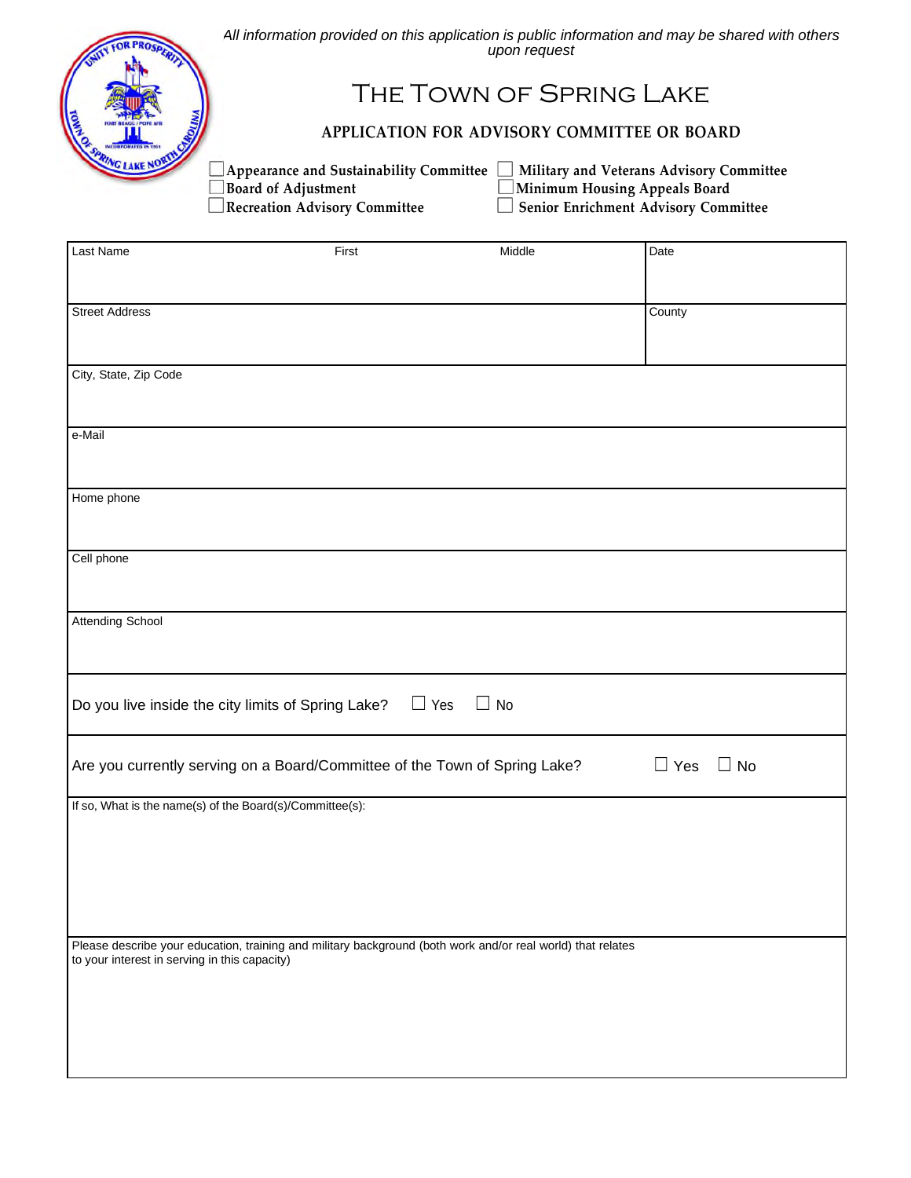*All information provided on this application is public information and may be shared with others upon request*

# The Town of Spring Lake

## APPLICATION FOR ADVISORY COMMITTEE OR BOARD

☐ Appearance and Sustainability Committee
☐ Board of Adjustment
☐ Recreation Advisory Committee
☐ Military and Veterans Advisory Committee
☐ Minimum Housing Appeals Board
☐ Senior Enrichment Advisory Committee

| Last Name | First | Middle | Date |
|---|---|---|---|
| | | | |

| Street Address | County |
|---|---|
| | |

City, State, Zip Code

e-Mail

Home phone

Cell phone

Attending School

Do you live inside the city limits of Spring Lake? ☐ Yes ☐ No

Are you currently serving on a Board/Committee of the Town of Spring Lake? ☐ Yes ☐ No

If so, What is the name(s) of the Board(s)/Committee(s):

Please describe your education, training and military background (both work and/or real world) that relates to your interest in serving in this capacity)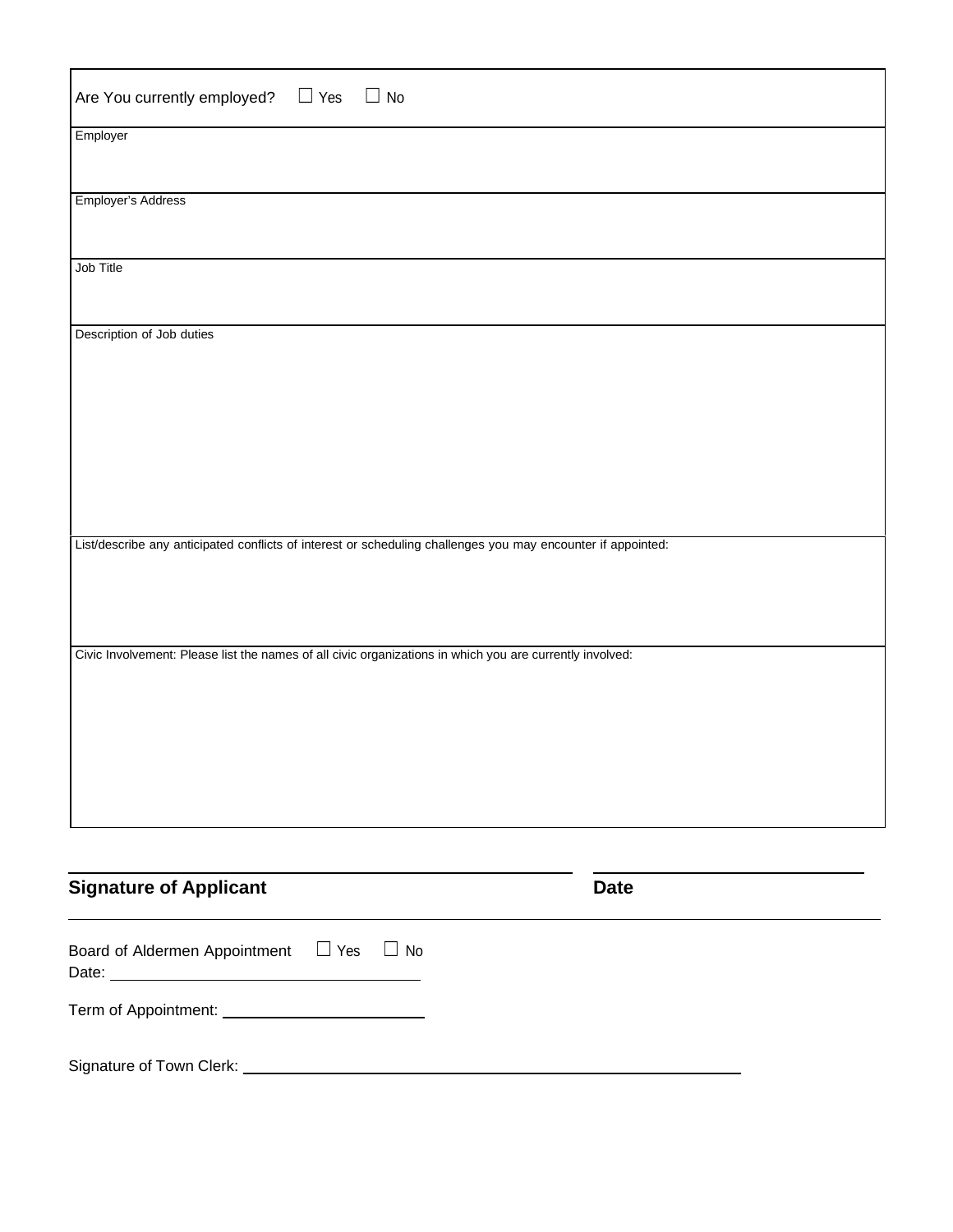Are You currently employed? ☐ Yes ☐ No

Employer

Employer's Address

Job Title

Description of Job duties

List/describe any anticipated conflicts of interest or scheduling challenges you may encounter if appointed:

Civic Involvement: Please list the names of all civic organizations in which you are currently involved:

**Signature of Applicant** **Date**

---

Board of Aldermen Appointment ☐ Yes ☐ No

Date: ______________________________

Term of Appointment: ______________________

Signature of Town Clerk: ______________________________________________________